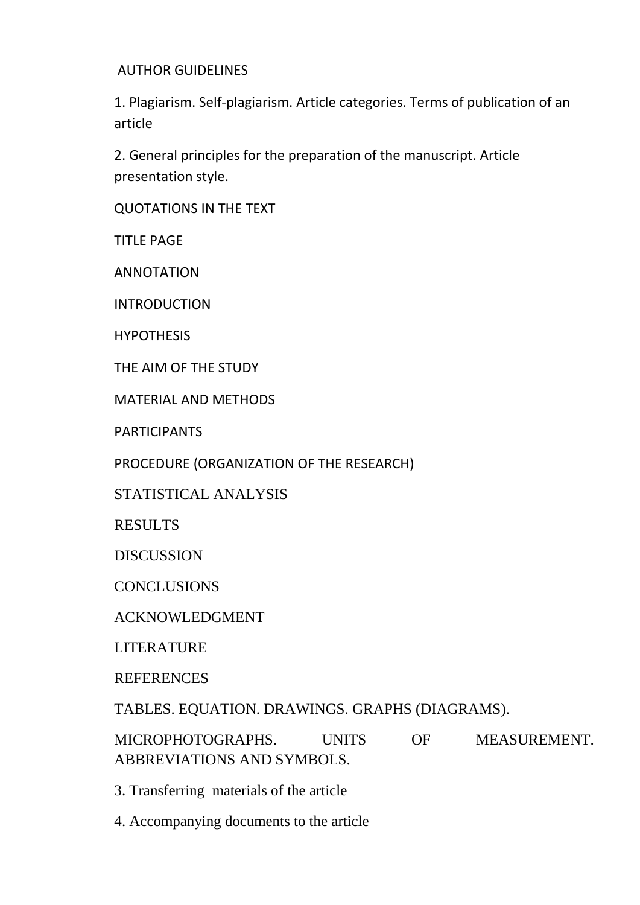AUTHOR GUIDELINES

1. Plagiarism. Self-plagiarism. Article categories. Terms of publication of an article

2. General principles for the preparation of the manuscript. Article presentation style.

QUOTATIONS IN THE TEXT

TITLE PAGE

ANNOTATION

INTRODUCTION

HYPOTHESIS

THE AIM OF THE STUDY

MATERIAL AND METHODS

PARTICIPANTS

PROCEDURE (ORGANIZATION OF THE RESEARCH)

STATISTICAL ANALYSIS

RESULTS

DISCUSSION

CONCLUSIONS

ACKNOWLEDGMENT

LITERATURE

REFERENCES

TABLES. EQUATION. DRAWINGS. GRAPHS (DIAGRAMS).

MICROPHOTOGRAPHS. UNITS OF MEASUREMENT. ABBREVIATIONS AND SYMBOLS.

3. Transferring materials of the article

4. Accompanying documents to the article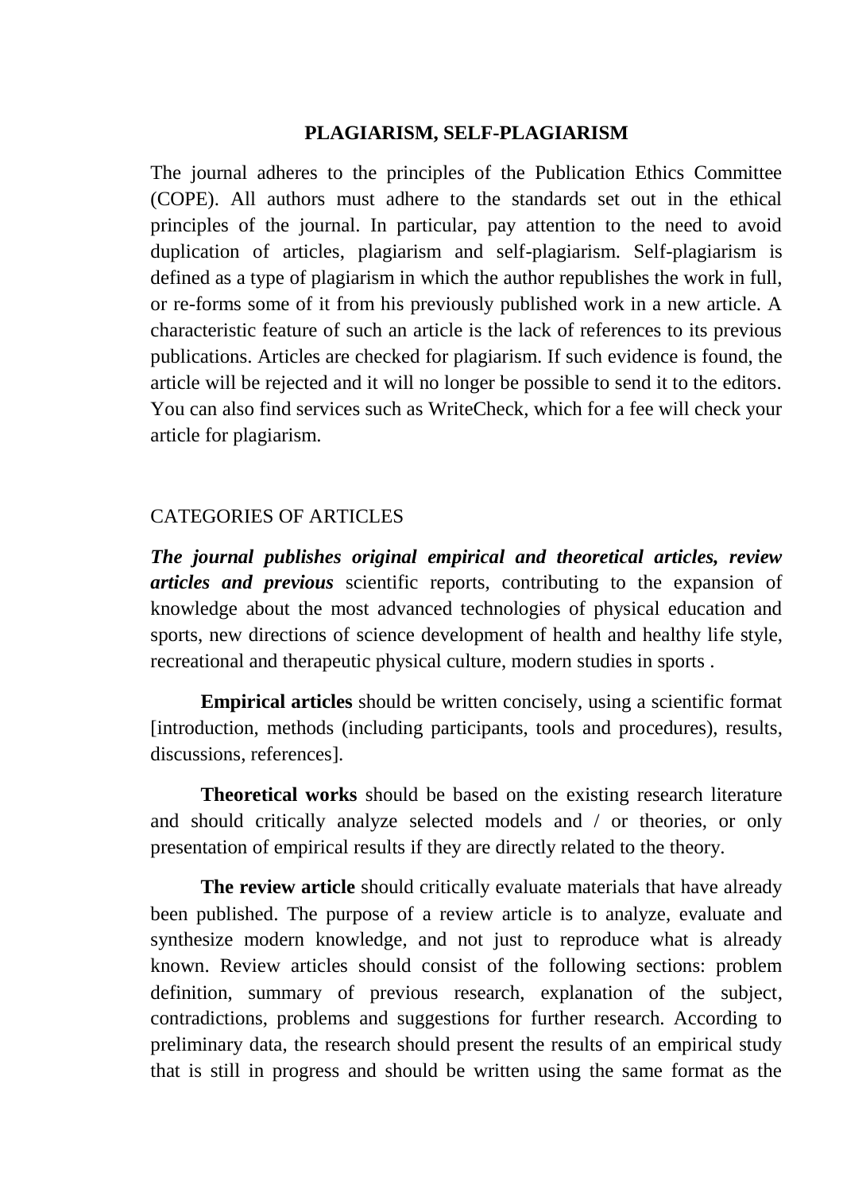## PLAGIARISM, SELF-PLAGIARISM

The journal adheres to the principles of the Publication Ethics Committee (COPE). All authors must adhere to the standards set out in the ethical principles of the journal. In particular, pay attention to the need to avoid duplication of articles, plagiarism and self-plagiarism. Self-plagiarism is defined as a type of plagiarism in which the author republishes the work in full, or re-forms some of it from his previously published work in a new article. A characteristic feature of such an article is the lack of references to its previous publications. Articles are checked for plagiarism. If such evidence is found, the article will be rejected and it will no longer be possible to send it to the editors. You can also find services such as WriteCheck, which for a fee will check your article for plagiarism.

## CATEGORIES OF ARTICLES

***The journal publishes original empirical and theoretical articles, review articles and previous*** scientific reports, contributing to the expansion of knowledge about the most advanced technologies of physical education and sports, new directions of science development of health and healthy life style, recreational and therapeutic physical culture, modern studies in sports .

**Empirical articles** should be written concisely, using a scientific format [introduction, methods (including participants, tools and procedures), results, discussions, references].

**Theoretical works** should be based on the existing research literature and should critically analyze selected models and / or theories, or only presentation of empirical results if they are directly related to the theory.

**The review article** should critically evaluate materials that have already been published. The purpose of a review article is to analyze, evaluate and synthesize modern knowledge, and not just to reproduce what is already known. Review articles should consist of the following sections: problem definition, summary of previous research, explanation of the subject, contradictions, problems and suggestions for further research. According to preliminary data, the research should present the results of an empirical study that is still in progress and should be written using the same format as the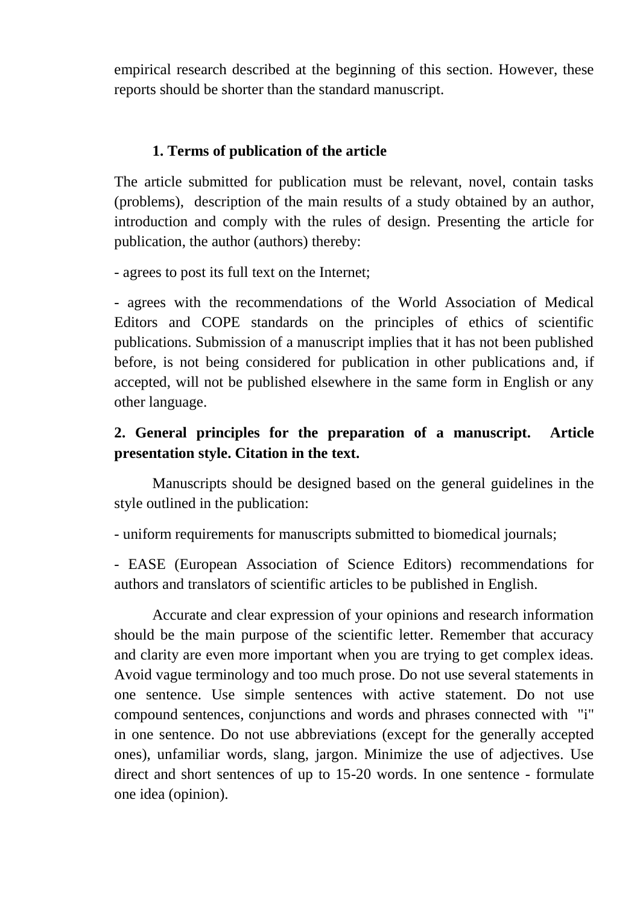empirical research described at the beginning of this section. However, these reports should be shorter than the standard manuscript.

## 1. Terms of publication of the article

The article submitted for publication must be relevant, novel, contain tasks (problems), description of the main results of a study obtained by an author, introduction and comply with the rules of design. Presenting the article for publication, the author (authors) thereby:

- agrees to post its full text on the Internet;

- agrees with the recommendations of the World Association of Medical Editors and COPE standards on the principles of ethics of scientific publications. Submission of a manuscript implies that it has not been published before, is not being considered for publication in other publications and, if accepted, will not be published elsewhere in the same form in English or any other language.

## 2. General principles for the preparation of a manuscript. Article presentation style. Citation in the text.

Manuscripts should be designed based on the general guidelines in the style outlined in the publication:

- uniform requirements for manuscripts submitted to biomedical journals;

- EASE (European Association of Science Editors) recommendations for authors and translators of scientific articles to be published in English.

Accurate and clear expression of your opinions and research information should be the main purpose of the scientific letter. Remember that accuracy and clarity are even more important when you are trying to get complex ideas. Avoid vague terminology and too much prose. Do not use several statements in one sentence. Use simple sentences with active statement. Do not use compound sentences, conjunctions and words and phrases connected with "i" in one sentence. Do not use abbreviations (except for the generally accepted ones), unfamiliar words, slang, jargon. Minimize the use of adjectives. Use direct and short sentences of up to 15-20 words. In one sentence - formulate one idea (opinion).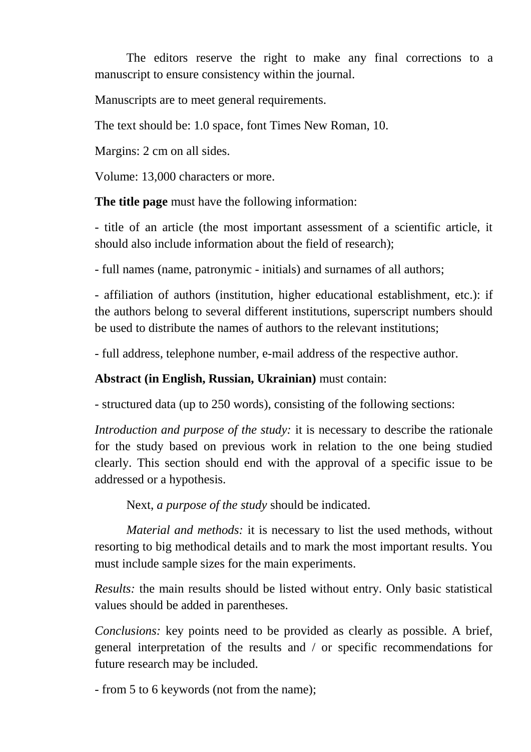The editors reserve the right to make any final corrections to a manuscript to ensure consistency within the journal.

Manuscripts are to meet general requirements.

The text should be: 1.0 space, font Times New Roman, 10.

Margins: 2 cm on all sides.

Volume: 13,000 characters or more.

**The title page** must have the following information:

- title of an article (the most important assessment of a scientific article, it should also include information about the field of research);

- full names (name, patronymic - initials) and surnames of all authors;

- affiliation of authors (institution, higher educational establishment, etc.): if the authors belong to several different institutions, superscript numbers should be used to distribute the names of authors to the relevant institutions;

- full address, telephone number, e-mail address of the respective author.

**Abstract (in English, Russian, Ukrainian)** must contain:

- structured data (up to 250 words), consisting of the following sections:

*Introduction and purpose of the study:* it is necessary to describe the rationale for the study based on previous work in relation to the one being studied clearly. This section should end with the approval of a specific issue to be addressed or a hypothesis.

Next, *a purpose of the study* should be indicated.

*Material and methods:* it is necessary to list the used methods, without resorting to big methodical details and to mark the most important results. You must include sample sizes for the main experiments.

*Results:* the main results should be listed without entry. Only basic statistical values should be added in parentheses.

*Conclusions:* key points need to be provided as clearly as possible. A brief, general interpretation of the results and / or specific recommendations for future research may be included.

- from 5 to 6 keywords (not from the name);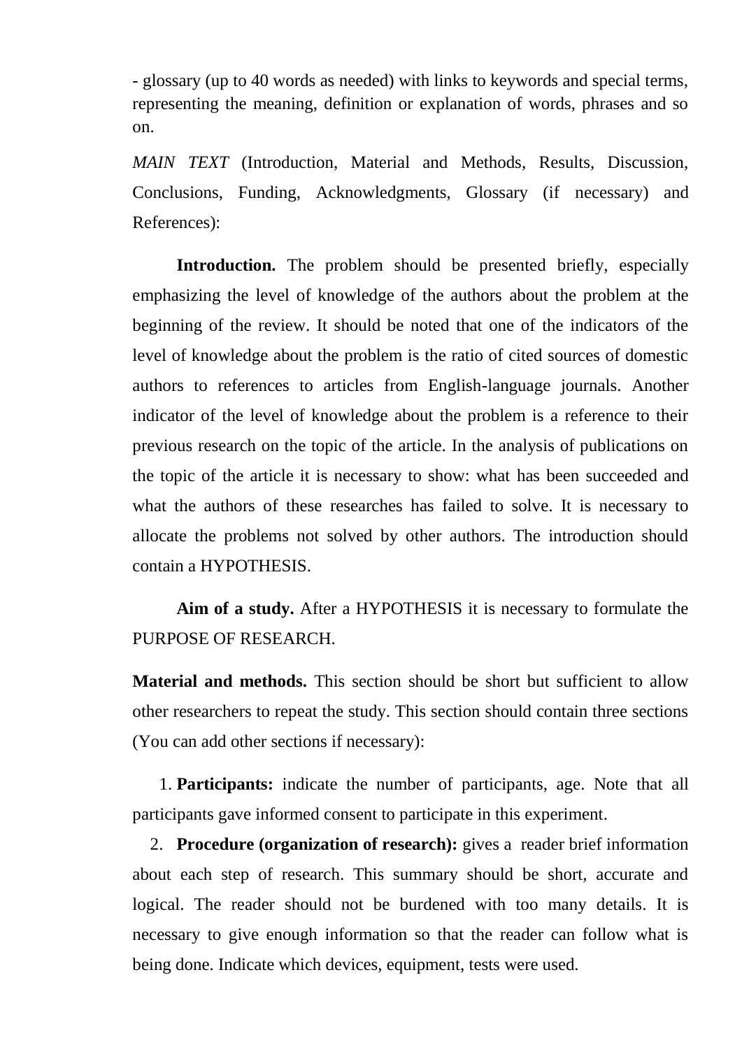- glossary (up to 40 words as needed) with links to keywords and special terms, representing the meaning, definition or explanation of words, phrases and so on.

*MAIN TEXT* (Introduction, Material and Methods, Results, Discussion, Conclusions, Funding, Acknowledgments, Glossary (if necessary) and References):

**Introduction.** The problem should be presented briefly, especially emphasizing the level of knowledge of the authors about the problem at the beginning of the review. It should be noted that one of the indicators of the level of knowledge about the problem is the ratio of cited sources of domestic authors to references to articles from English-language journals. Another indicator of the level of knowledge about the problem is a reference to their previous research on the topic of the article. In the analysis of publications on the topic of the article it is necessary to show: what has been succeeded and what the authors of these researches has failed to solve. It is necessary to allocate the problems not solved by other authors. The introduction should contain a HYPOTHESIS.

**Aim of a study.** After a HYPOTHESIS it is necessary to formulate the PURPOSE OF RESEARCH.

**Material and methods.** This section should be short but sufficient to allow other researchers to repeat the study. This section should contain three sections (You can add other sections if necessary):

1. **Participants:** indicate the number of participants, age. Note that all participants gave informed consent to participate in this experiment.
2. **Procedure (organization of research):** gives a reader brief information about each step of research. This summary should be short, accurate and logical. The reader should not be burdened with too many details. It is necessary to give enough information so that the reader can follow what is being done. Indicate which devices, equipment, tests were used.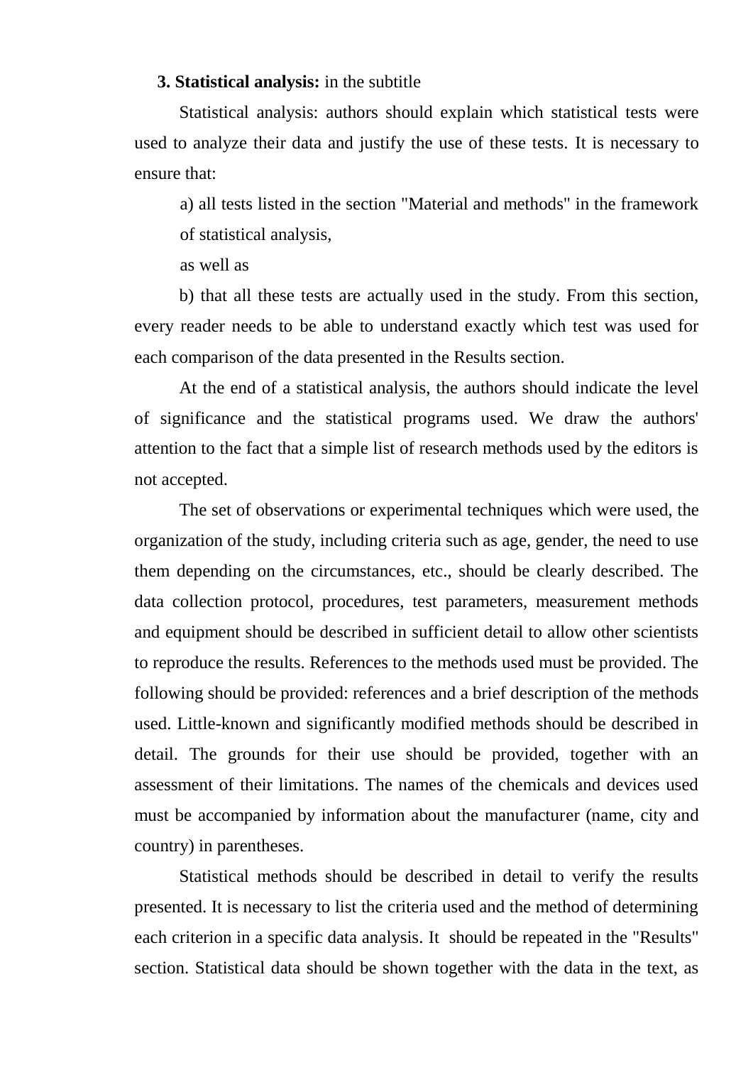**3. Statistical analysis:** in the subtitle

Statistical analysis: authors should explain which statistical tests were used to analyze their data and justify the use of these tests. It is necessary to ensure that:

a) all tests listed in the section "Material and methods" in the framework of statistical analysis,

as well as

b) that all these tests are actually used in the study. From this section, every reader needs to be able to understand exactly which test was used for each comparison of the data presented in the Results section.

At the end of a statistical analysis, the authors should indicate the level of significance and the statistical programs used. We draw the authors' attention to the fact that a simple list of research methods used by the editors is not accepted.

The set of observations or experimental techniques which were used, the organization of the study, including criteria such as age, gender, the need to use them depending on the circumstances, etc., should be clearly described. The data collection protocol, procedures, test parameters, measurement methods and equipment should be described in sufficient detail to allow other scientists to reproduce the results. References to the methods used must be provided. The following should be provided: references and a brief description of the methods used. Little-known and significantly modified methods should be described in detail. The grounds for their use should be provided, together with an assessment of their limitations. The names of the chemicals and devices used must be accompanied by information about the manufacturer (name, city and country) in parentheses.

Statistical methods should be described in detail to verify the results presented. It is necessary to list the criteria used and the method of determining each criterion in a specific data analysis. It should be repeated in the "Results" section. Statistical data should be shown together with the data in the text, as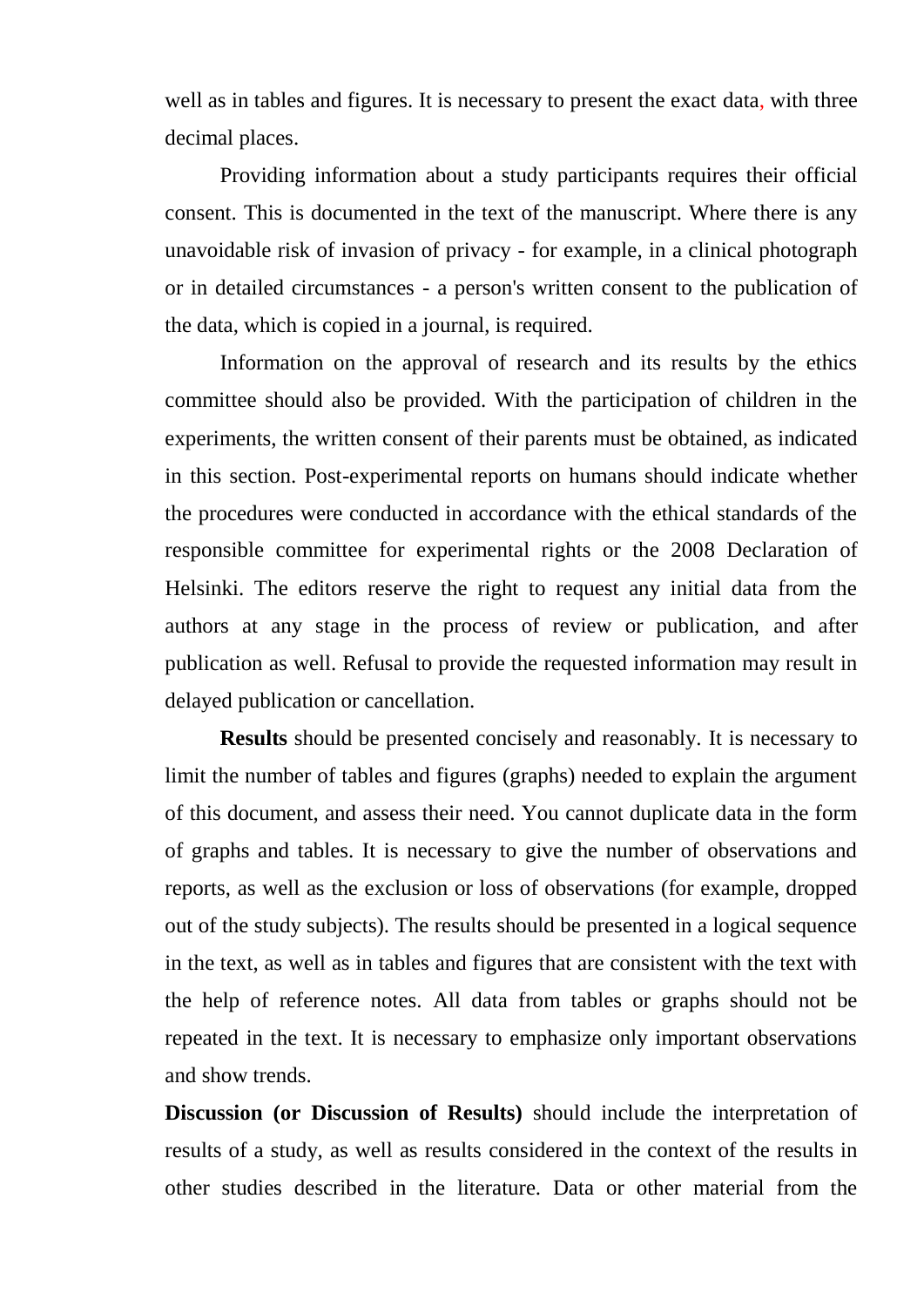well as in tables and figures. It is necessary to present the exact data, with three decimal places.

Providing information about a study participants requires their official consent. This is documented in the text of the manuscript. Where there is any unavoidable risk of invasion of privacy - for example, in a clinical photograph or in detailed circumstances - a person's written consent to the publication of the data, which is copied in a journal, is required.

Information on the approval of research and its results by the ethics committee should also be provided. With the participation of children in the experiments, the written consent of their parents must be obtained, as indicated in this section. Post-experimental reports on humans should indicate whether the procedures were conducted in accordance with the ethical standards of the responsible committee for experimental rights or the 2008 Declaration of Helsinki. The editors reserve the right to request any initial data from the authors at any stage in the process of review or publication, and after publication as well. Refusal to provide the requested information may result in delayed publication or cancellation.

**Results** should be presented concisely and reasonably. It is necessary to limit the number of tables and figures (graphs) needed to explain the argument of this document, and assess their need. You cannot duplicate data in the form of graphs and tables. It is necessary to give the number of observations and reports, as well as the exclusion or loss of observations (for example, dropped out of the study subjects). The results should be presented in a logical sequence in the text, as well as in tables and figures that are consistent with the text with the help of reference notes. All data from tables or graphs should not be repeated in the text. It is necessary to emphasize only important observations and show trends.

**Discussion (or Discussion of Results)** should include the interpretation of results of a study, as well as results considered in the context of the results in other studies described in the literature. Data or other material from the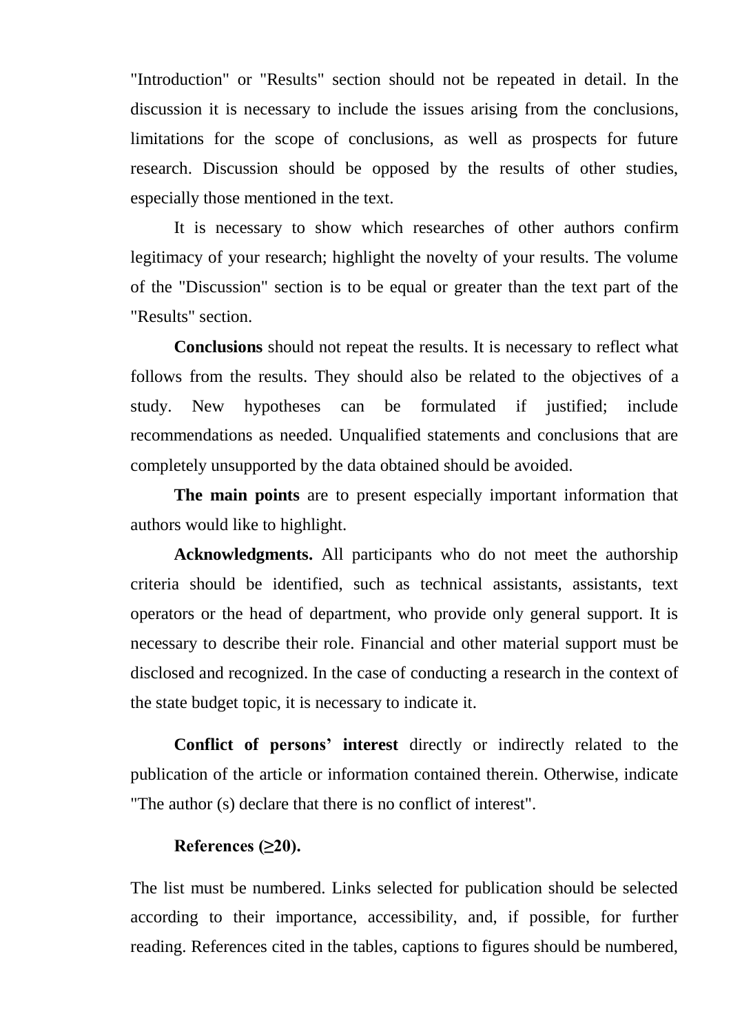"Introduction" or "Results" section should not be repeated in detail. In the discussion it is necessary to include the issues arising from the conclusions, limitations for the scope of conclusions, as well as prospects for future research. Discussion should be opposed by the results of other studies, especially those mentioned in the text.

It is necessary to show which researches of other authors confirm legitimacy of your research; highlight the novelty of your results. The volume of the "Discussion" section is to be equal or greater than the text part of the "Results" section.

**Conclusions** should not repeat the results. It is necessary to reflect what follows from the results. They should also be related to the objectives of a study. New hypotheses can be formulated if justified; include recommendations as needed. Unqualified statements and conclusions that are completely unsupported by the data obtained should be avoided.

**The main points** are to present especially important information that authors would like to highlight.

**Acknowledgments.** All participants who do not meet the authorship criteria should be identified, such as technical assistants, assistants, text operators or the head of department, who provide only general support. It is necessary to describe their role. Financial and other material support must be disclosed and recognized. In the case of conducting a research in the context of the state budget topic, it is necessary to indicate it.

**Conflict of persons' interest** directly or indirectly related to the publication of the article or information contained therein. Otherwise, indicate "The author (s) declare that there is no conflict of interest".

**References (≥20).**

The list must be numbered. Links selected for publication should be selected according to their importance, accessibility, and, if possible, for further reading. References cited in the tables, captions to figures should be numbered,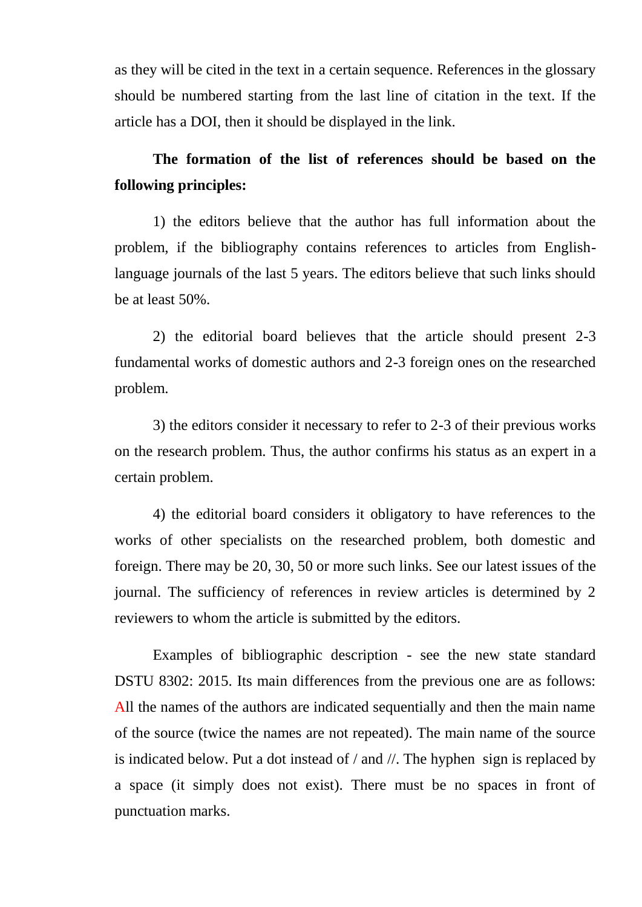as they will be cited in the text in a certain sequence. References in the glossary should be numbered starting from the last line of citation in the text. If the article has a DOI, then it should be displayed in the link.

**The formation of the list of references should be based on the following principles:**

1) the editors believe that the author has full information about the problem, if the bibliography contains references to articles from English-language journals of the last 5 years. The editors believe that such links should be at least 50%.

2) the editorial board believes that the article should present 2-3 fundamental works of domestic authors and 2-3 foreign ones on the researched problem.

3) the editors consider it necessary to refer to 2-3 of their previous works on the research problem. Thus, the author confirms his status as an expert in a certain problem.

4) the editorial board considers it obligatory to have references to the works of other specialists on the researched problem, both domestic and foreign. There may be 20, 30, 50 or more such links. See our latest issues of the journal. The sufficiency of references in review articles is determined by 2 reviewers to whom the article is submitted by the editors.

Examples of bibliographic description - see the new state standard DSTU 8302: 2015. Its main differences from the previous one are as follows: All the names of the authors are indicated sequentially and then the main name of the source (twice the names are not repeated). The main name of the source is indicated below. Put a dot instead of / and //. The hyphen sign is replaced by a space (it simply does not exist). There must be no spaces in front of punctuation marks.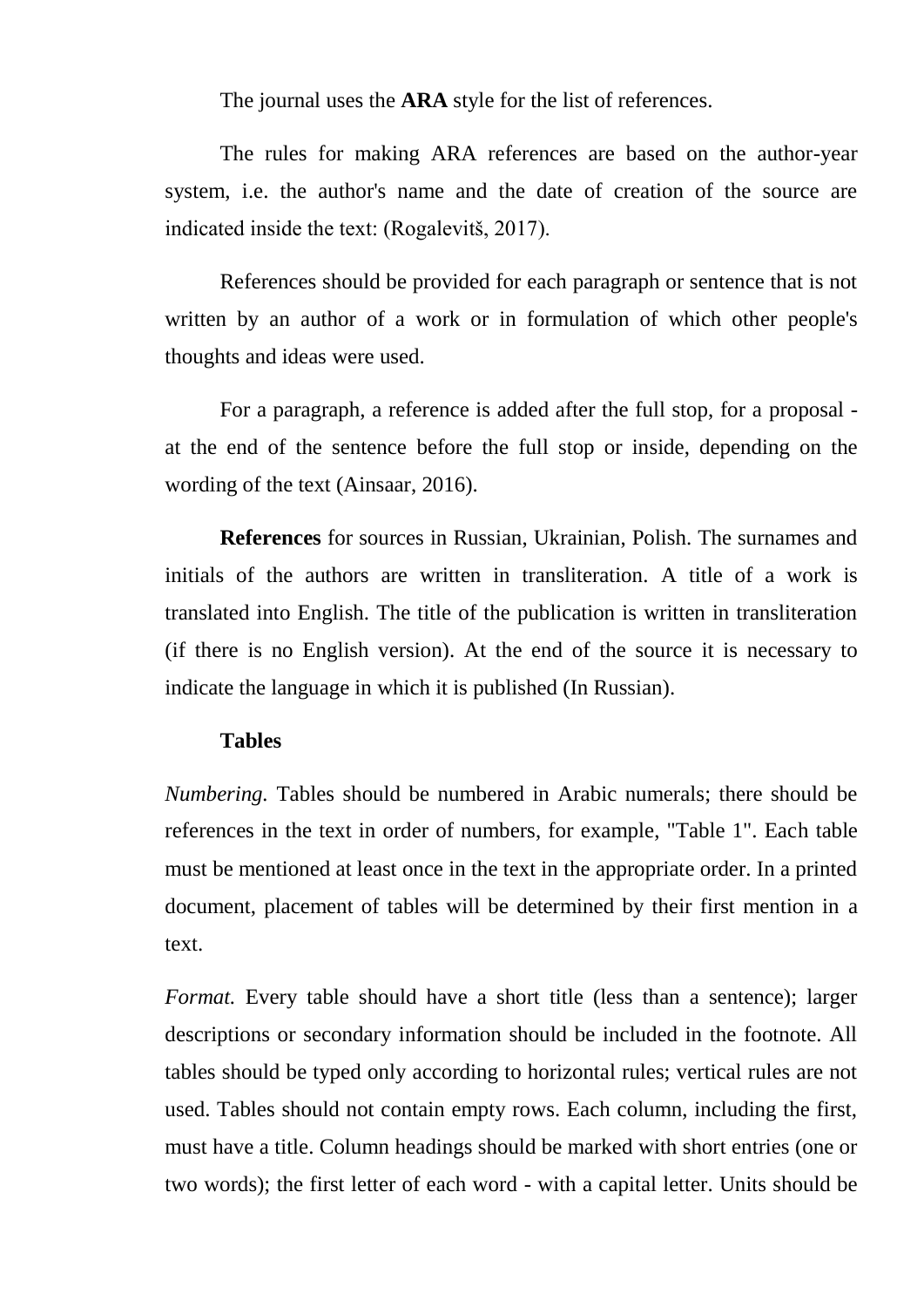The journal uses the **ARA** style for the list of references.

The rules for making ARA references are based on the author-year system, i.e. the author's name and the date of creation of the source are indicated inside the text: (Rogalevitš, 2017).

References should be provided for each paragraph or sentence that is not written by an author of a work or in formulation of which other people's thoughts and ideas were used.

For a paragraph, a reference is added after the full stop, for a proposal - at the end of the sentence before the full stop or inside, depending on the wording of the text (Ainsaar, 2016).

**References** for sources in Russian, Ukrainian, Polish. The surnames and initials of the authors are written in transliteration. A title of a work is translated into English. The title of the publication is written in transliteration (if there is no English version). At the end of the source it is necessary to indicate the language in which it is published (In Russian).

**Tables**

*Numbering.* Tables should be numbered in Arabic numerals; there should be references in the text in order of numbers, for example, "Table 1". Each table must be mentioned at least once in the text in the appropriate order. In a printed document, placement of tables will be determined by their first mention in a text.

*Format.* Every table should have a short title (less than a sentence); larger descriptions or secondary information should be included in the footnote. All tables should be typed only according to horizontal rules; vertical rules are not used. Tables should not contain empty rows. Each column, including the first, must have a title. Column headings should be marked with short entries (one or two words); the first letter of each word - with a capital letter. Units should be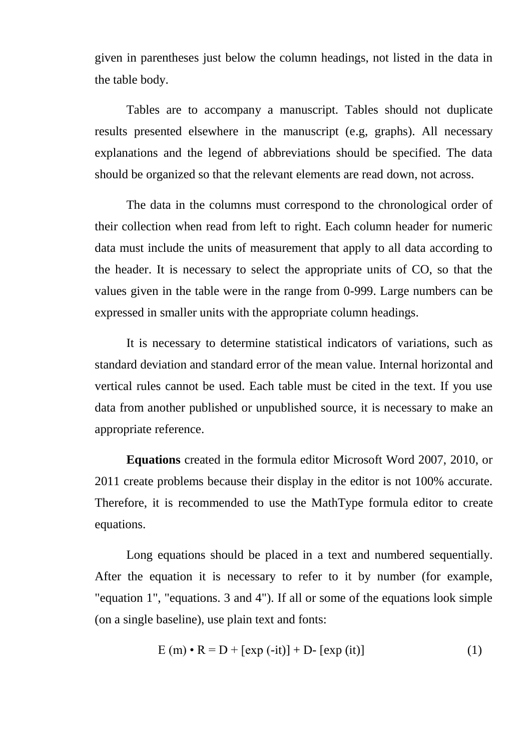given in parentheses just below the column headings, not listed in the data in the table body.

Tables are to accompany a manuscript. Tables should not duplicate results presented elsewhere in the manuscript (e.g, graphs). All necessary explanations and the legend of abbreviations should be specified. The data should be organized so that the relevant elements are read down, not across.

The data in the columns must correspond to the chronological order of their collection when read from left to right. Each column header for numeric data must include the units of measurement that apply to all data according to the header. It is necessary to select the appropriate units of CO, so that the values given in the table were in the range from 0-999. Large numbers can be expressed in smaller units with the appropriate column headings.

It is necessary to determine statistical indicators of variations, such as standard deviation and standard error of the mean value. Internal horizontal and vertical rules cannot be used. Each table must be cited in the text. If you use data from another published or unpublished source, it is necessary to make an appropriate reference.

**Equations** created in the formula editor Microsoft Word 2007, 2010, or 2011 create problems because their display in the editor is not 100% accurate. Therefore, it is recommended to use the MathType formula editor to create equations.

Long equations should be placed in a text and numbered sequentially. After the equation it is necessary to refer to it by number (for example, "equation 1", "equations. 3 and 4"). If all or some of the equations look simple (on a single baseline), use plain text and fonts:

$$E\,(m) \cdot R = D + [\exp(-it)] + D- [\exp(it)] \qquad (1)$$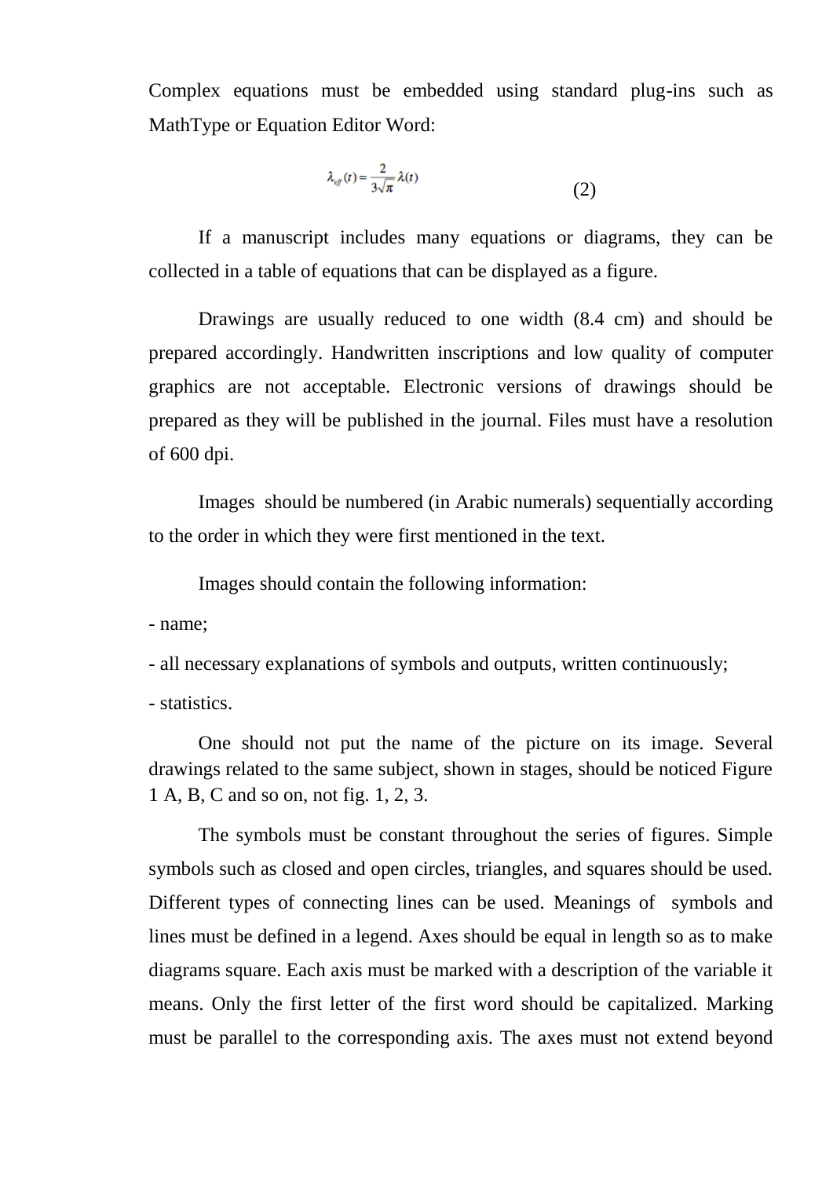Complex equations must be embedded using standard plug-ins such as MathType or Equation Editor Word:

$$\lambda_{eff}(t) = \frac{2}{3\sqrt{\pi}}\lambda(t) \tag{2}$$

If a manuscript includes many equations or diagrams, they can be collected in a table of equations that can be displayed as a figure.

Drawings are usually reduced to one width (8.4 cm) and should be prepared accordingly. Handwritten inscriptions and low quality of computer graphics are not acceptable. Electronic versions of drawings should be prepared as they will be published in the journal. Files must have a resolution of 600 dpi.

Images should be numbered (in Arabic numerals) sequentially according to the order in which they were first mentioned in the text.

Images should contain the following information:

- name;
- all necessary explanations of symbols and outputs, written continuously;
- statistics.

One should not put the name of the picture on its image. Several drawings related to the same subject, shown in stages, should be noticed Figure 1 A, B, C and so on, not fig. 1, 2, 3.

The symbols must be constant throughout the series of figures. Simple symbols such as closed and open circles, triangles, and squares should be used. Different types of connecting lines can be used. Meanings of symbols and lines must be defined in a legend. Axes should be equal in length so as to make diagrams square. Each axis must be marked with a description of the variable it means. Only the first letter of the first word should be capitalized. Marking must be parallel to the corresponding axis. The axes must not extend beyond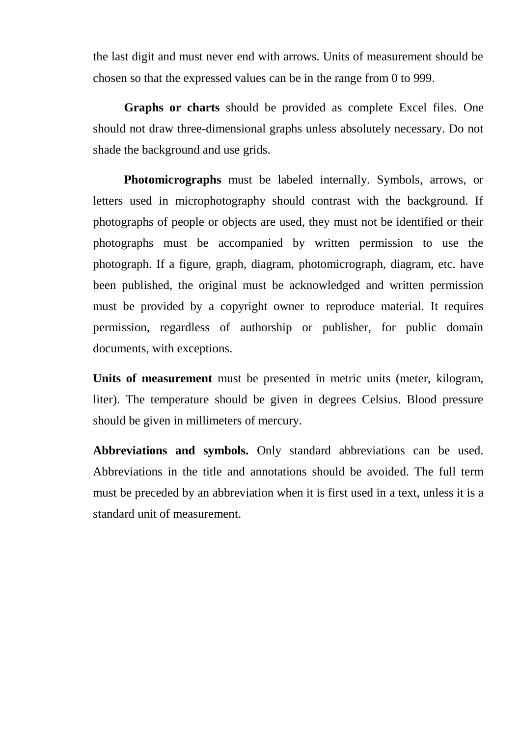the last digit and must never end with arrows. Units of measurement should be chosen so that the expressed values can be in the range from 0 to 999.

**Graphs or charts** should be provided as complete Excel files. One should not draw three-dimensional graphs unless absolutely necessary. Do not shade the background and use grids.

**Photomicrographs** must be labeled internally. Symbols, arrows, or letters used in microphotography should contrast with the background. If photographs of people or objects are used, they must not be identified or their photographs must be accompanied by written permission to use the photograph. If a figure, graph, diagram, photomicrograph, diagram, etc. have been published, the original must be acknowledged and written permission must be provided by a copyright owner to reproduce material. It requires permission, regardless of authorship or publisher, for public domain documents, with exceptions.

**Units of measurement** must be presented in metric units (meter, kilogram, liter). The temperature should be given in degrees Celsius. Blood pressure should be given in millimeters of mercury.

**Abbreviations and symbols.** Only standard abbreviations can be used. Abbreviations in the title and annotations should be avoided. The full term must be preceded by an abbreviation when it is first used in a text, unless it is a standard unit of measurement.